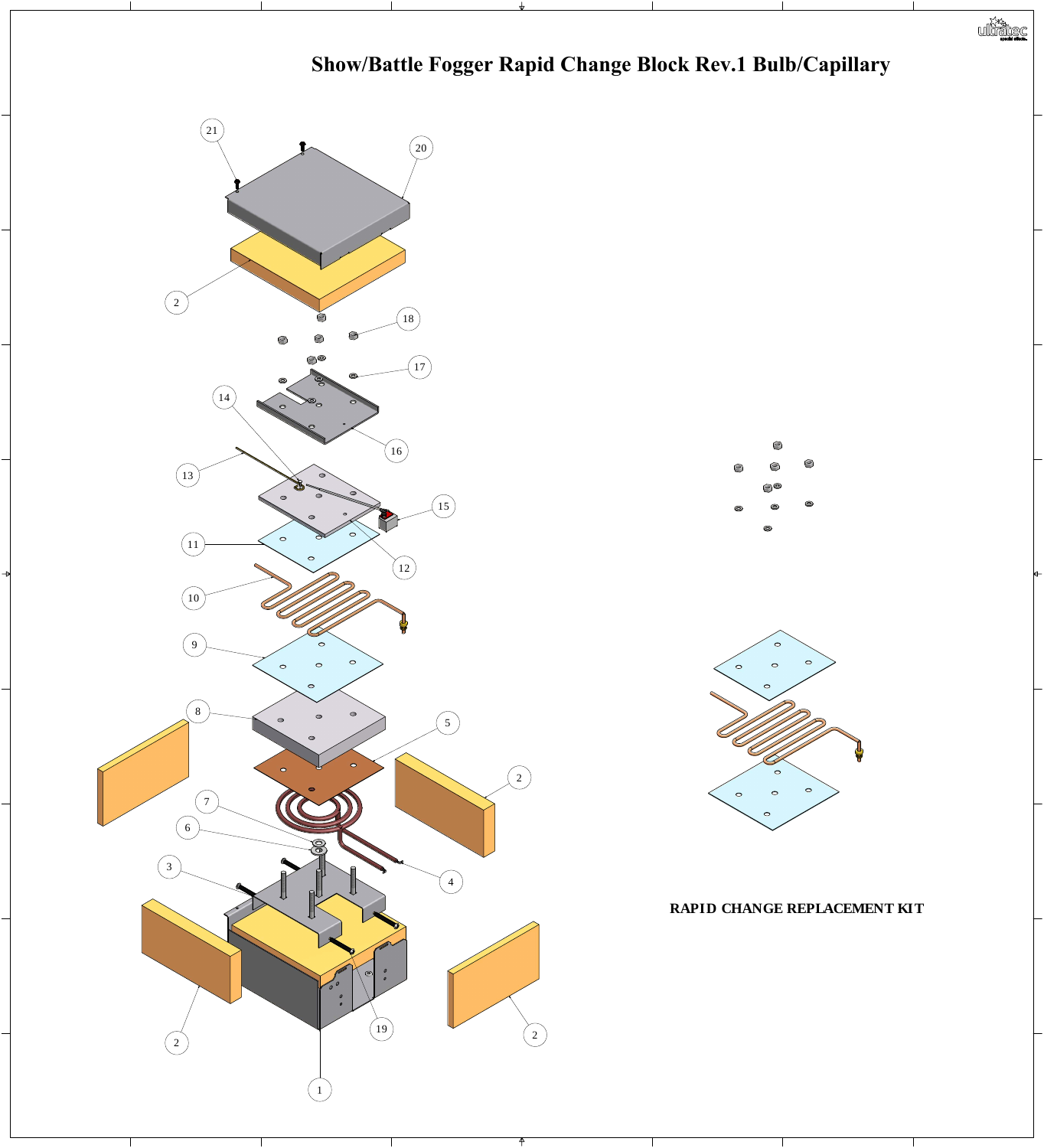# Show/Battle Fogger Rapid Change Block Rev.1 Bulb/Capillary

RAPID CHANGE REPLACEMENT KIT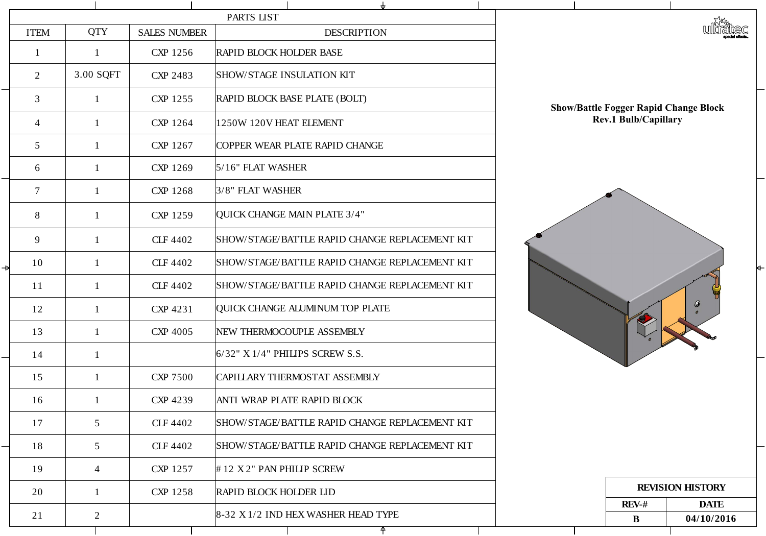| PARTS LIST | | | |
|---|---|---|---|
| ITEM | QTY | SALES NUMBER | DESCRIPTION |
| 1 | 1 | CXP 1256 | RAPID BLOCK HOLDER BASE |
| 2 | 3.00 SQFT | CXP 2483 | SHOW/STAGE INSULATION KIT |
| 3 | 1 | CXP 1255 | RAPID BLOCK BASE PLATE (BOLT) |
| 4 | 1 | CXP 1264 | 1250W 120V HEAT ELEMENT |
| 5 | 1 | CXP 1267 | COPPER WEAR PLATE RAPID CHANGE |
| 6 | 1 | CXP 1269 | 5/16" FLAT WASHER |
| 7 | 1 | CXP 1268 | 3/8" FLAT WASHER |
| 8 | 1 | CXP 1259 | QUICK CHANGE MAIN PLATE 3/4" |
| 9 | 1 | CLF 4402 | SHOW/STAGE/BATTLE RAPID CHANGE REPLACEMENT KIT |
| 10 | 1 | CLF 4402 | SHOW/STAGE/BATTLE RAPID CHANGE REPLACEMENT KIT |
| 11 | 1 | CLF 4402 | SHOW/STAGE/BATTLE RAPID CHANGE REPLACEMENT KIT |
| 12 | 1 | CXP 4231 | QUICK CHANGE ALUMINUM TOP PLATE |
| 13 | 1 | CXP 4005 | NEW THERMOCOUPLE ASSEMBLY |
| 14 | 1 | | 6/32" X 1/4" PHILIPS SCREW S.S. |
| 15 | 1 | CXP 7500 | CAPILLARY THERMOSTAT ASSEMBLY |
| 16 | 1 | CXP 4239 | ANTI WRAP PLATE RAPID BLOCK |
| 17 | 5 | CLF 4402 | SHOW/STAGE/BATTLE RAPID CHANGE REPLACEMENT KIT |
| 18 | 5 | CLF 4402 | SHOW/STAGE/BATTLE RAPID CHANGE REPLACEMENT KIT |
| 19 | 4 | CXP 1257 | # 12 X 2" PAN PHILIP SCREW |
| 20 | 1 | CXP 1258 | RAPID BLOCK HOLDER LID |
| 21 | 2 | | 8-32 X 1/2 IND HEX WASHER HEAD TYPE |

ultratec special effects.

**Show/Battle Fogger Rapid Change Block**
**Rev.1 Bulb/Capillary**

| REVISION HISTORY | |
|---|---|
| REV-# | DATE |
| B | 04/10/2016 |